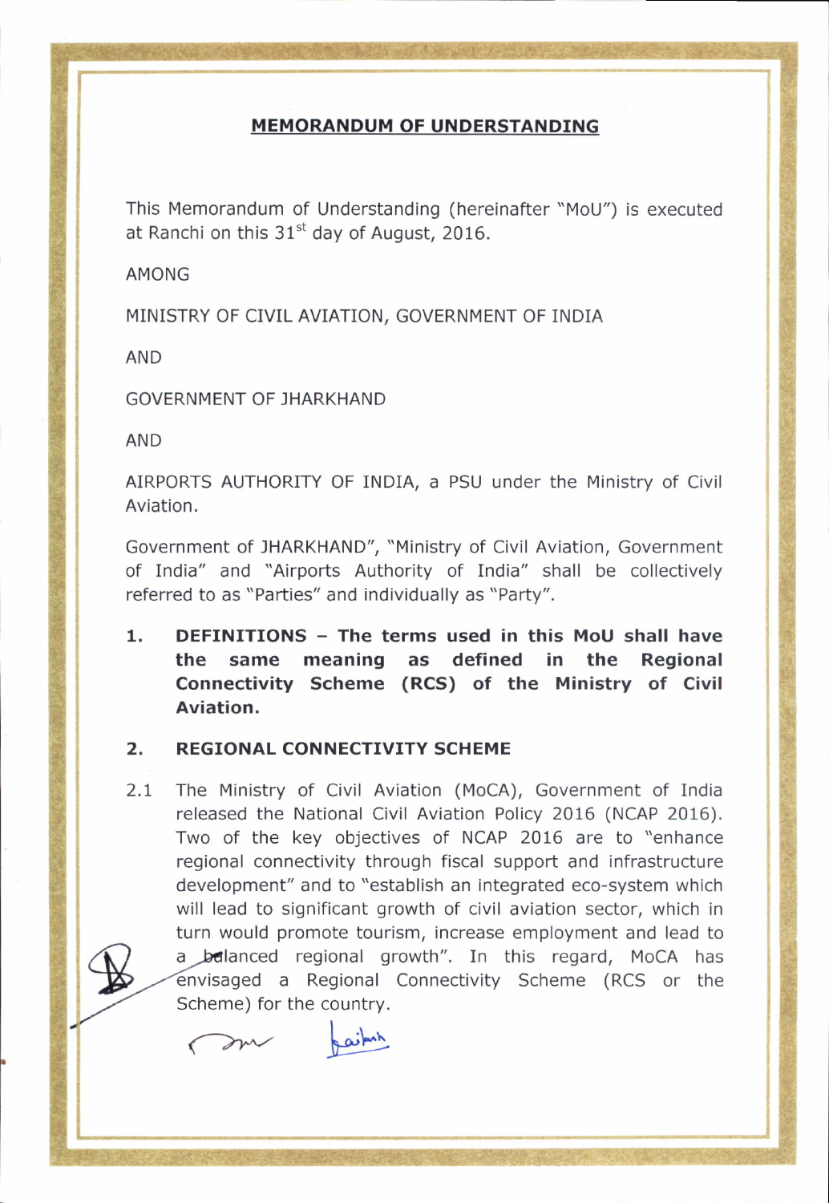## MEMORANDUM OF UNDERSTANDING

This Memorandum of Understanding (hereinafter "MoU") is executed at Ranchi on this 31st day of August, 2016.

AMONG

MINISTRY OF CIVIL AVIATION, GOVERNMENT OF INDIA

AND

GOVERNMENT OF JHARKHAND

AND

AIRPORTS AUTHORITY OF INDIA, a PSU under the Ministry of Civil Aviation.

Government of JHARKHAND", "Ministry of Civil Aviation, Government of India" and "Airports Authority of India" shall be collectively referred to as "Parties" and individually as "Party".

**1. DEFINITIONS – The terms used in this MoU shall have the same meaning as defined in the Regional Connectivity Scheme (RCS) of the Ministry of Civil Aviation.**

**2. REGIONAL CONNECTIVITY SCHEME**

2.1 The Ministry of Civil Aviation (MoCA), Government of India released the National Civil Aviation Policy 2016 (NCAP 2016). Two of the key objectives of NCAP 2016 are to "enhance regional connectivity through fiscal support and infrastructure development" and to "establish an integrated eco-system which will lead to significant growth of civil aviation sector, which in turn would promote tourism, increase employment and lead to a balanced regional growth". In this regard, MoCA has envisaged a Regional Connectivity Scheme (RCS or the Scheme) for the country.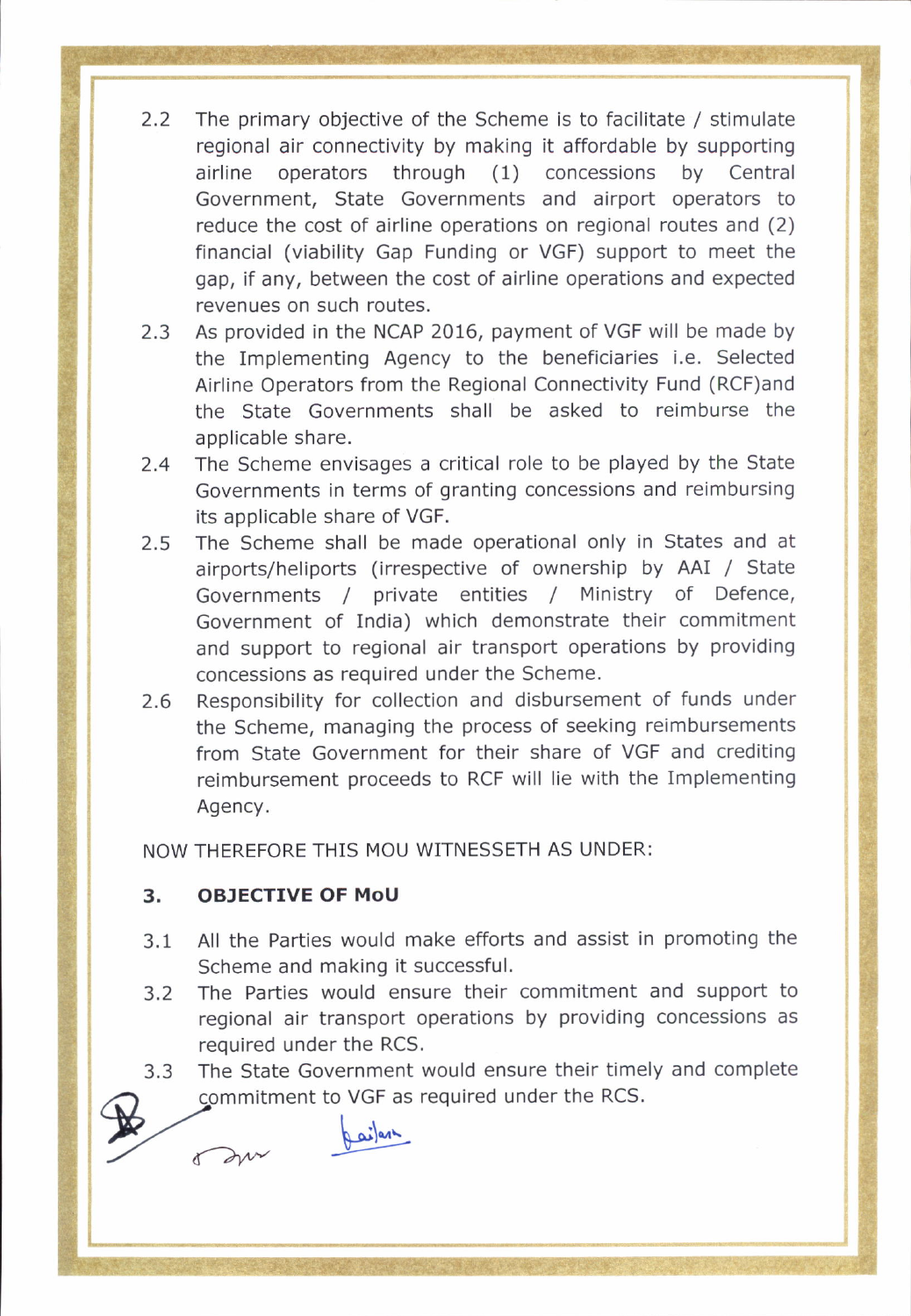2.2 The primary objective of the Scheme is to facilitate / stimulate regional air connectivity by making it affordable by supporting airline operators through (1) concessions by Central Government, State Governments and airport operators to reduce the cost of airline operations on regional routes and (2) financial (viability Gap Funding or VGF) support to meet the gap, if any, between the cost of airline operations and expected revenues on such routes.

2.3 As provided in the NCAP 2016, payment of VGF will be made by the Implementing Agency to the beneficiaries i.e. Selected Airline Operators from the Regional Connectivity Fund (RCF)and the State Governments shall be asked to reimburse the applicable share.

2.4 The Scheme envisages a critical role to be played by the State Governments in terms of granting concessions and reimbursing its applicable share of VGF.

2.5 The Scheme shall be made operational only in States and at airports/heliports (irrespective of ownership by AAI / State Governments / private entities / Ministry of Defence, Government of India) which demonstrate their commitment and support to regional air transport operations by providing concessions as required under the Scheme.

2.6 Responsibility for collection and disbursement of funds under the Scheme, managing the process of seeking reimbursements from State Government for their share of VGF and crediting reimbursement proceeds to RCF will lie with the Implementing Agency.

NOW THEREFORE THIS MOU WITNESSETH AS UNDER:

## 3. OBJECTIVE OF MoU

3.1 All the Parties would make efforts and assist in promoting the Scheme and making it successful.

3.2 The Parties would ensure their commitment and support to regional air transport operations by providing concessions as required under the RCS.

3.3 The State Government would ensure their timely and complete commitment to VGF as required under the RCS.